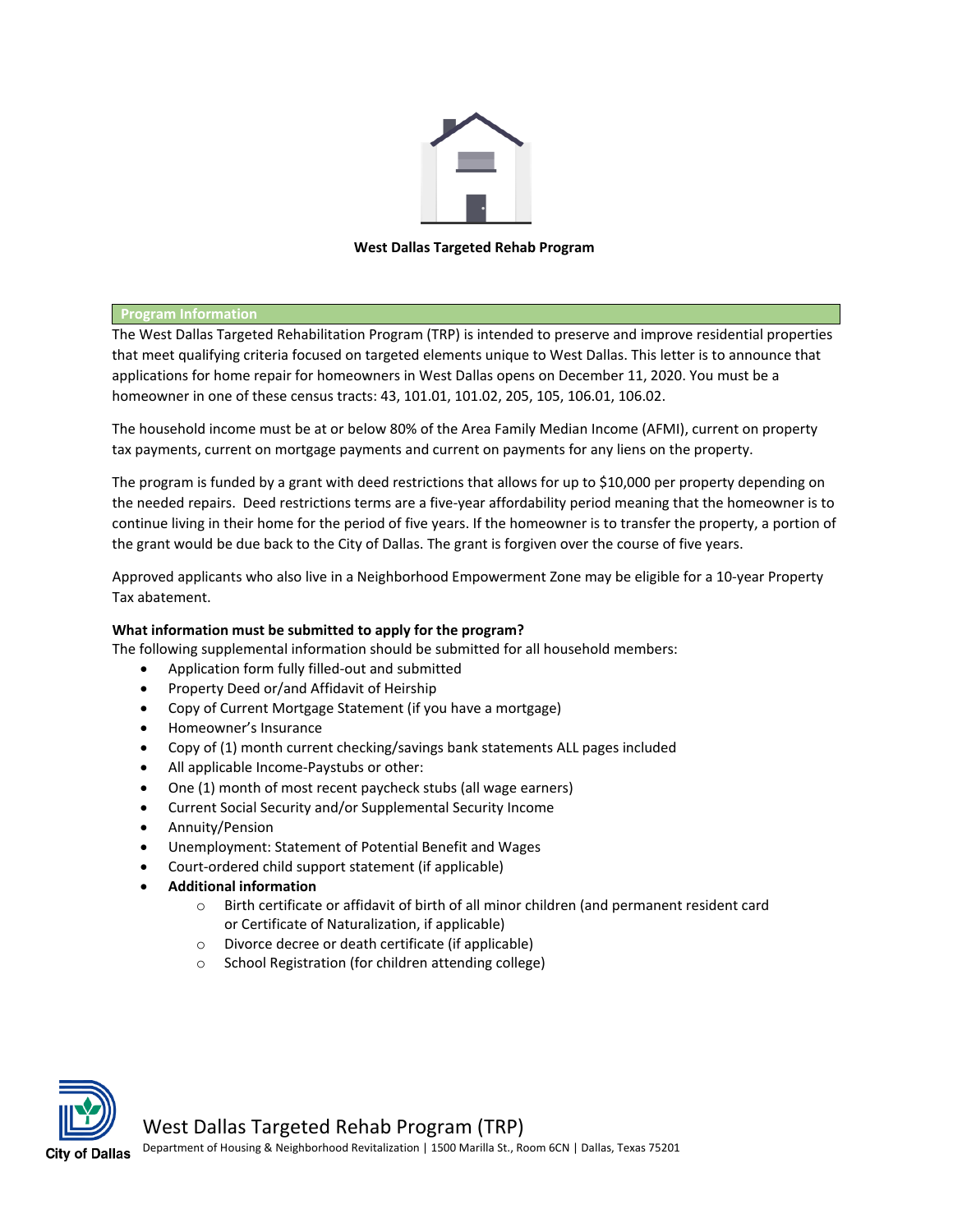# West Dallas Targeted Rehab Program

## Program Information

The West Dallas Targeted Rehabilitation Program (TRP) is intended to preserve and improve residential properties that meet qualifying criteria focused on targeted elements unique to West Dallas. This letter is to announce that applications for home repair for homeowners in West Dallas opens on December 11, 2020. You must be a homeowner in one of these census tracts: 43, 101.01, 101.02, 205, 105, 106.01, 106.02.

The household income must be at or below 80% of the Area Family Median Income (AFMI), current on property tax payments, current on mortgage payments and current on payments for any liens on the property.

The program is funded by a grant with deed restrictions that allows for up to $10,000 per property depending on the needed repairs. Deed restrictions terms are a five-year affordability period meaning that the homeowner is to continue living in their home for the period of five years. If the homeowner is to transfer the property, a portion of the grant would be due back to the City of Dallas. The grant is forgiven over the course of five years.

Approved applicants who also live in a Neighborhood Empowerment Zone may be eligible for a 10-year Property Tax abatement.

**What information must be submitted to apply for the program?**

The following supplemental information should be submitted for all household members:

- Application form fully filled-out and submitted
- Property Deed or/and Affidavit of Heirship
- Copy of Current Mortgage Statement (if you have a mortgage)
- Homeowner's Insurance
- Copy of (1) month current checking/savings bank statements ALL pages included
- All applicable Income-Paystubs or other:
- One (1) month of most recent paycheck stubs (all wage earners)
- Current Social Security and/or Supplemental Security Income
- Annuity/Pension
- Unemployment: Statement of Potential Benefit and Wages
- Court-ordered child support statement (if applicable)
- **Additional information**
  - Birth certificate or affidavit of birth of all minor children (and permanent resident card or Certificate of Naturalization, if applicable)
  - Divorce decree or death certificate (if applicable)
  - School Registration (for children attending college)

West Dallas Targeted Rehab Program (TRP)
Department of Housing & Neighborhood Revitalization | 1500 Marilla St., Room 6CN | Dallas, Texas 75201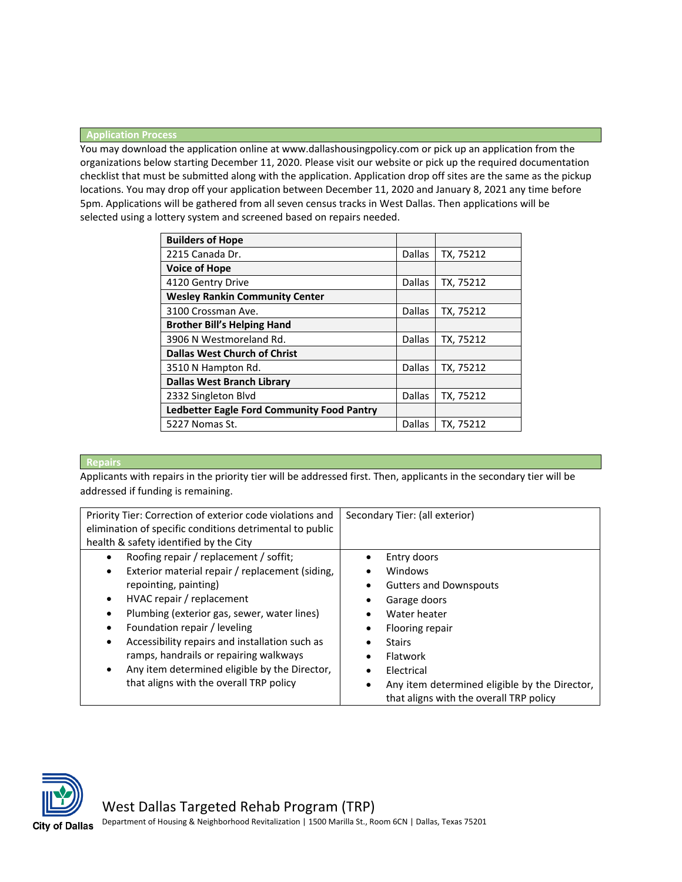## Application Process

You may download the application online at www.dallashousingpolicy.com or pick up an application from the organizations below starting December 11, 2020. Please visit our website or pick up the required documentation checklist that must be submitted along with the application. Application drop off sites are the same as the pickup locations. You may drop off your application between December 11, 2020 and January 8, 2021 any time before 5pm. Applications will be gathered from all seven census tracks in West Dallas. Then applications will be selected using a lottery system and screened based on repairs needed.

| | | |
|---|---|---|
| **Builders of Hope** | | |
| 2215 Canada Dr. | Dallas | TX, 75212 |
| **Voice of Hope** | | |
| 4120 Gentry Drive | Dallas | TX, 75212 |
| **Wesley Rankin Community Center** | | |
| 3100 Crossman Ave. | Dallas | TX, 75212 |
| **Brother Bill's Helping Hand** | | |
| 3906 N Westmoreland Rd. | Dallas | TX, 75212 |
| **Dallas West Church of Christ** | | |
| 3510 N Hampton Rd. | Dallas | TX, 75212 |
| **Dallas West Branch Library** | | |
| 2332 Singleton Blvd | Dallas | TX, 75212 |
| **Ledbetter Eagle Ford Community Food Pantry** | | |
| 5227 Nomas St. | Dallas | TX, 75212 |

## Repairs

Applicants with repairs in the priority tier will be addressed first. Then, applicants in the secondary tier will be addressed if funding is remaining.

| Priority Tier: Correction of exterior code violations and elimination of specific conditions detrimental to public health & safety identified by the City | Secondary Tier: (all exterior) |
|---|---|
| • Roofing repair / replacement / soffit;<br>• Exterior material repair / replacement (siding, repointing, painting)<br>• HVAC repair / replacement<br>• Plumbing (exterior gas, sewer, water lines)<br>• Foundation repair / leveling<br>• Accessibility repairs and installation such as ramps, handrails or repairing walkways<br>• Any item determined eligible by the Director, that aligns with the overall TRP policy | • Entry doors<br>• Windows<br>• Gutters and Downspouts<br>• Garage doors<br>• Water heater<br>• Flooring repair<br>• Stairs<br>• Flatwork<br>• Electrical<br>• Any item determined eligible by the Director, that aligns with the overall TRP policy |